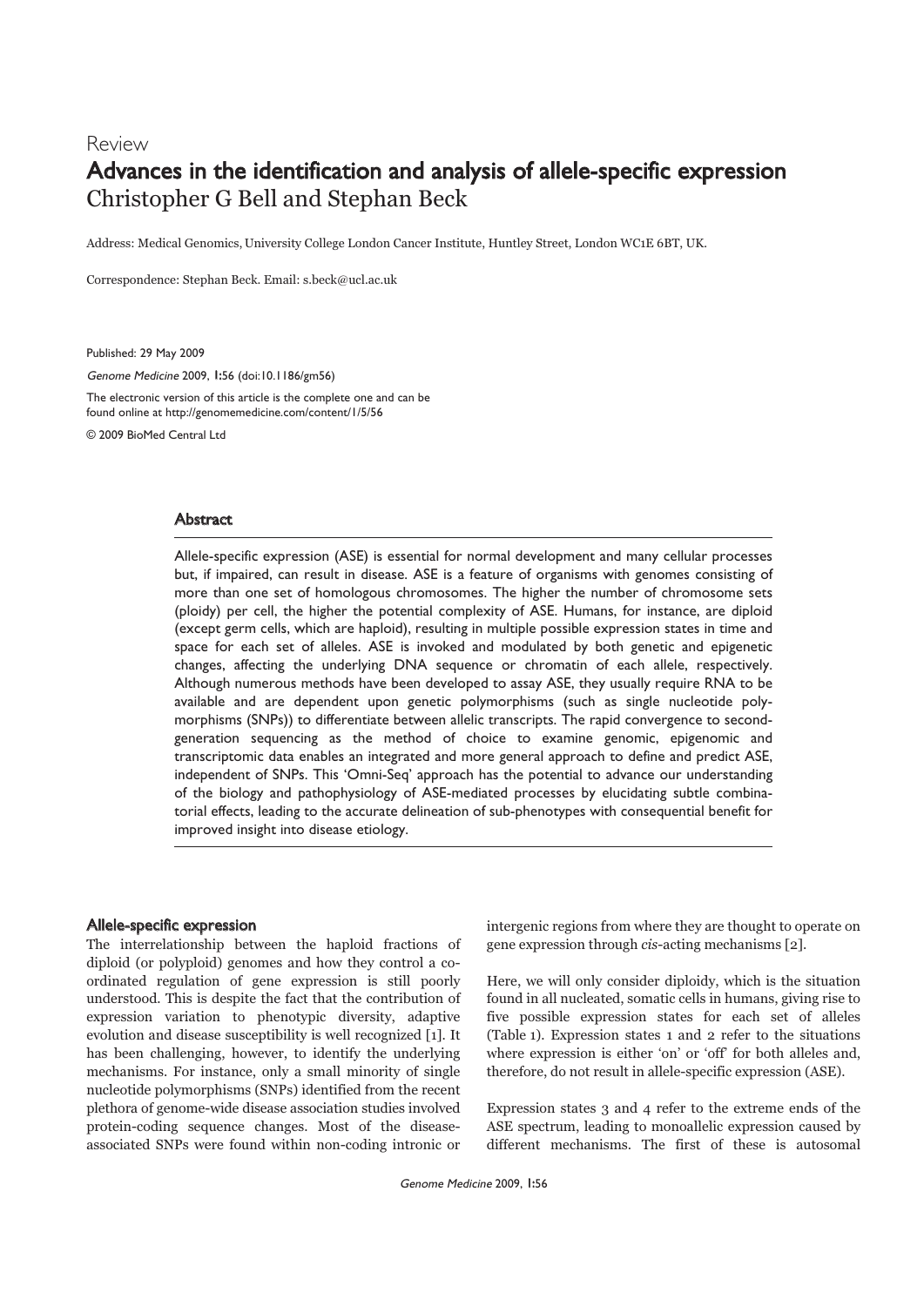Review

# Advances in the identification and analysis of allele-specific expression

Christopher G Bell and Stephan Beck

Address: Medical Genomics, University College London Cancer Institute, Huntley Street, London WC1E 6BT, UK.

Correspondence: Stephan Beck. Email: s.beck@ucl.ac.uk

Published: 29 May 2009

*Genome Medicine* 2009, **1**:56 (doi:10.1186/gm56)

The electronic version of this article is the complete one and can be found online at http://genomemedicine.com/content/1/5/56

© 2009 BioMed Central Ltd

## Abstract

Allele-specific expression (ASE) is essential for normal development and many cellular processes but, if impaired, can result in disease. ASE is a feature of organisms with genomes consisting of more than one set of homologous chromosomes. The higher the number of chromosome sets (ploidy) per cell, the higher the potential complexity of ASE. Humans, for instance, are diploid (except germ cells, which are haploid), resulting in multiple possible expression states in time and space for each set of alleles. ASE is invoked and modulated by both genetic and epigenetic changes, affecting the underlying DNA sequence or chromatin of each allele, respectively. Although numerous methods have been developed to assay ASE, they usually require RNA to be available and are dependent upon genetic polymorphisms (such as single nucleotide polymorphisms (SNPs)) to differentiate between allelic transcripts. The rapid convergence to second-generation sequencing as the method of choice to examine genomic, epigenomic and transcriptomic data enables an integrated and more general approach to define and predict ASE, independent of SNPs. This 'Omni-Seq' approach has the potential to advance our understanding of the biology and pathophysiology of ASE-mediated processes by elucidating subtle combinatorial effects, leading to the accurate delineation of sub-phenotypes with consequential benefit for improved insight into disease etiology.

## Allele-specific expression

The interrelationship between the haploid fractions of diploid (or polyploid) genomes and how they control a co-ordinated regulation of gene expression is still poorly understood. This is despite the fact that the contribution of expression variation to phenotypic diversity, adaptive evolution and disease susceptibility is well recognized [1]. It has been challenging, however, to identify the underlying mechanisms. For instance, only a small minority of single nucleotide polymorphisms (SNPs) identified from the recent plethora of genome-wide disease association studies involved protein-coding sequence changes. Most of the disease-associated SNPs were found within non-coding intronic or intergenic regions from where they are thought to operate on gene expression through *cis*-acting mechanisms [2].

Here, we will only consider diploidy, which is the situation found in all nucleated, somatic cells in humans, giving rise to five possible expression states for each set of alleles (Table 1). Expression states 1 and 2 refer to the situations where expression is either 'on' or 'off' for both alleles and, therefore, do not result in allele-specific expression (ASE).

Expression states 3 and 4 refer to the extreme ends of the ASE spectrum, leading to monoallelic expression caused by different mechanisms. The first of these is autosomal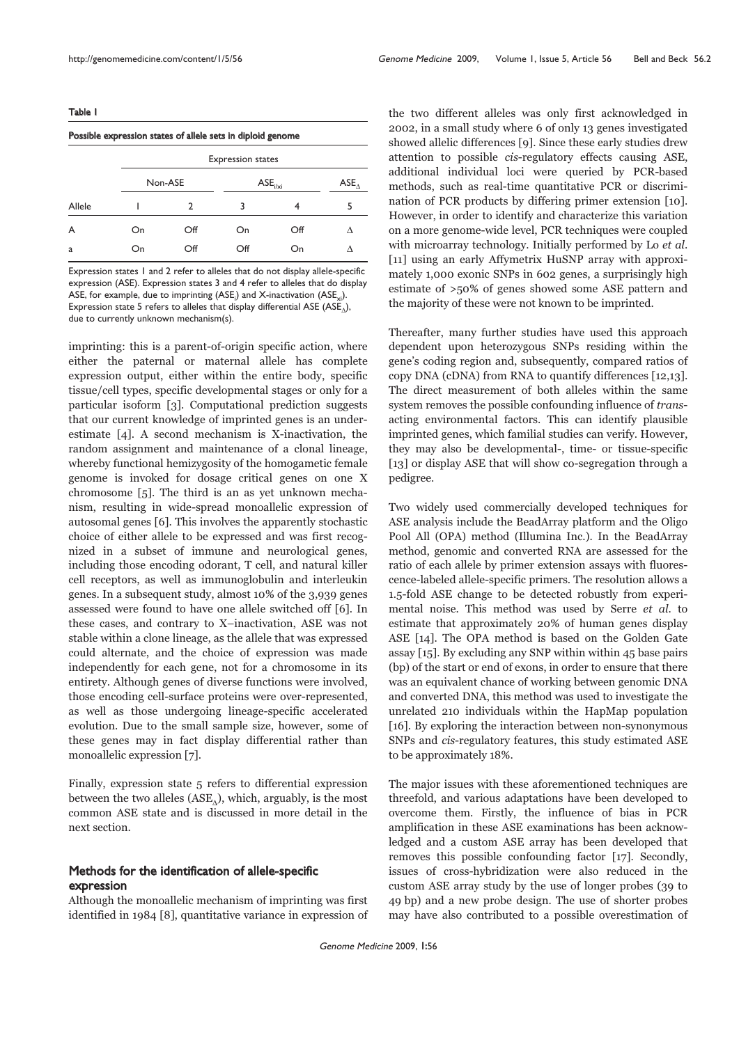**Table 1**

**Possible expression states of allele sets in diploid genome**

| | Expression states | | | | |
|---|---|---|---|---|---|
| | Non-ASE | | $ASE_{i/xi}$ | | $ASE_{\Delta}$ |
| Allele | 1 | 2 | 3 | 4 | 5 |
| A | On | Off | On | Off | $\Delta$ |
| a | On | Off | Off | On | $\Delta$ |

Expression states 1 and 2 refer to alleles that do not display allele-specific expression (ASE). Expression states 3 and 4 refer to alleles that do display ASE, for example, due to imprinting ($ASE_i$) and X-inactivation ($ASE_{xi}$). Expression state 5 refers to alleles that display differential ASE ($ASE_{\Delta}$), due to currently unknown mechanism(s).

imprinting: this is a parent-of-origin specific action, where either the paternal or maternal allele has complete expression output, either within the entire body, specific tissue/cell types, specific developmental stages or only for a particular isoform [3]. Computational prediction suggests that our current knowledge of imprinted genes is an underestimate [4]. A second mechanism is X-inactivation, the random assignment and maintenance of a clonal lineage, whereby functional hemizygosity of the homogametic female genome is invoked for dosage critical genes on one X chromosome [5]. The third is an as yet unknown mechanism, resulting in wide-spread monoallelic expression of autosomal genes [6]. This involves the apparently stochastic choice of either allele to be expressed and was first recognized in a subset of immune and neurological genes, including those encoding odorant, T cell, and natural killer cell receptors, as well as immunoglobulin and interleukin genes. In a subsequent study, almost 10% of the 3,939 genes assessed were found to have one allele switched off [6]. In these cases, and contrary to X–inactivation, ASE was not stable within a clone lineage, as the allele that was expressed could alternate, and the choice of expression was made independently for each gene, not for a chromosome in its entirety. Although genes of diverse functions were involved, those encoding cell-surface proteins were over-represented, as well as those undergoing lineage-specific accelerated evolution. Due to the small sample size, however, some of these genes may in fact display differential rather than monoallelic expression [7].

Finally, expression state 5 refers to differential expression between the two alleles ($ASE_{\Delta}$), which, arguably, is the most common ASE state and is discussed in more detail in the next section.

## Methods for the identification of allele-specific expression

Although the monoallelic mechanism of imprinting was first identified in 1984 [8], quantitative variance in expression of the two different alleles was only first acknowledged in 2002, in a small study where 6 of only 13 genes investigated showed allelic differences [9]. Since these early studies drew attention to possible *cis*-regulatory effects causing ASE, additional individual loci were queried by PCR-based methods, such as real-time quantitative PCR or discrimination of PCR products by differing primer extension [10]. However, in order to identify and characterize this variation on a more genome-wide level, PCR techniques were coupled with microarray technology. Initially performed by Lo *et al.* [11] using an early Affymetrix HuSNP array with approximately 1,000 exonic SNPs in 602 genes, a surprisingly high estimate of >50% of genes showed some ASE pattern and the majority of these were not known to be imprinted.

Thereafter, many further studies have used this approach dependent upon heterozygous SNPs residing within the gene's coding region and, subsequently, compared ratios of copy DNA (cDNA) from RNA to quantify differences [12,13]. The direct measurement of both alleles within the same system removes the possible confounding influence of *trans*-acting environmental factors. This can identify plausible imprinted genes, which familial studies can verify. However, they may also be developmental-, time- or tissue-specific [13] or display ASE that will show co-segregation through a pedigree.

Two widely used commercially developed techniques for ASE analysis include the BeadArray platform and the Oligo Pool All (OPA) method (Illumina Inc.). In the BeadArray method, genomic and converted RNA are assessed for the ratio of each allele by primer extension assays with fluorescence-labeled allele-specific primers. The resolution allows a 1.5-fold ASE change to be detected robustly from experimental noise. This method was used by Serre *et al.* to estimate that approximately 20% of human genes display ASE [14]. The OPA method is based on the Golden Gate assay [15]. By excluding any SNP within within 45 base pairs (bp) of the start or end of exons, in order to ensure that there was an equivalent chance of working between genomic DNA and converted DNA, this method was used to investigate the unrelated 210 individuals within the HapMap population [16]. By exploring the interaction between non-synonymous SNPs and *cis*-regulatory features, this study estimated ASE to be approximately 18%.

The major issues with these aforementioned techniques are threefold, and various adaptations have been developed to overcome them. Firstly, the influence of bias in PCR amplification in these ASE examinations has been acknowledged and a custom ASE array has been developed that removes this possible confounding factor [17]. Secondly, issues of cross-hybridization were also reduced in the custom ASE array study by the use of longer probes (39 to 49 bp) and a new probe design. The use of shorter probes may have also contributed to a possible overestimation of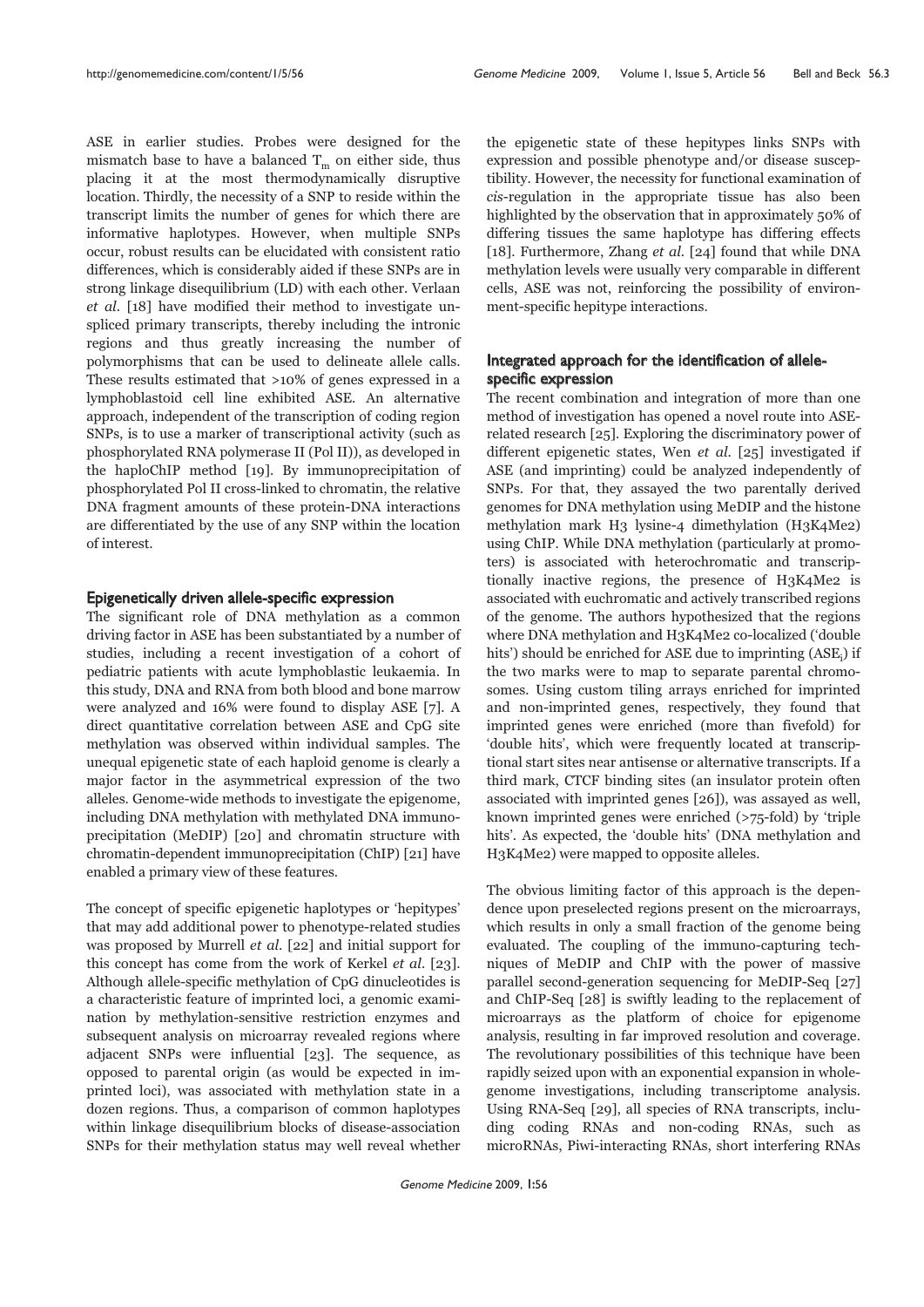ASE in earlier studies. Probes were designed for the mismatch base to have a balanced $T_m$ on either side, thus placing it at the most thermodynamically disruptive location. Thirdly, the necessity of a SNP to reside within the transcript limits the number of genes for which there are informative haplotypes. However, when multiple SNPs occur, robust results can be elucidated with consistent ratio differences, which is considerably aided if these SNPs are in strong linkage disequilibrium (LD) with each other. Verlaan *et al*. [18] have modified their method to investigate unspliced primary transcripts, thereby including the intronic regions and thus greatly increasing the number of polymorphisms that can be used to delineate allele calls. These results estimated that >10% of genes expressed in a lymphoblastoid cell line exhibited ASE. An alternative approach, independent of the transcription of coding region SNPs, is to use a marker of transcriptional activity (such as phosphorylated RNA polymerase II (Pol II)), as developed in the haploChIP method [19]. By immunoprecipitation of phosphorylated Pol II cross-linked to chromatin, the relative DNA fragment amounts of these protein-DNA interactions are differentiated by the use of any SNP within the location of interest.

## Epigenetically driven allele-specific expression

The significant role of DNA methylation as a common driving factor in ASE has been substantiated by a number of studies, including a recent investigation of a cohort of pediatric patients with acute lymphoblastic leukaemia. In this study, DNA and RNA from both blood and bone marrow were analyzed and 16% were found to display ASE [7]. A direct quantitative correlation between ASE and CpG site methylation was observed within individual samples. The unequal epigenetic state of each haploid genome is clearly a major factor in the asymmetrical expression of the two alleles. Genome-wide methods to investigate the epigenome, including DNA methylation with methylated DNA immunoprecipitation (MeDIP) [20] and chromatin structure with chromatin-dependent immunoprecipitation (ChIP) [21] have enabled a primary view of these features.

The concept of specific epigenetic haplotypes or 'hepitypes' that may add additional power to phenotype-related studies was proposed by Murrell *et al*. [22] and initial support for this concept has come from the work of Kerkel *et al*. [23]. Although allele-specific methylation of CpG dinucleotides is a characteristic feature of imprinted loci, a genomic examination by methylation-sensitive restriction enzymes and subsequent analysis on microarray revealed regions where adjacent SNPs were influential [23]. The sequence, as opposed to parental origin (as would be expected in imprinted loci), was associated with methylation state in a dozen regions. Thus, a comparison of common haplotypes within linkage disequilibrium blocks of disease-association SNPs for their methylation status may well reveal whether the epigenetic state of these hepitypes links SNPs with expression and possible phenotype and/or disease susceptibility. However, the necessity for functional examination of *cis*-regulation in the appropriate tissue has also been highlighted by the observation that in approximately 50% of differing tissues the same haplotype has differing effects [18]. Furthermore, Zhang *et al*. [24] found that while DNA methylation levels were usually very comparable in different cells, ASE was not, reinforcing the possibility of environment-specific hepitype interactions.

## Integrated approach for the identification of allele-specific expression

The recent combination and integration of more than one method of investigation has opened a novel route into ASE-related research [25]. Exploring the discriminatory power of different epigenetic states, Wen *et al*. [25] investigated if ASE (and imprinting) could be analyzed independently of SNPs. For that, they assayed the two parentally derived genomes for DNA methylation using MeDIP and the histone methylation mark H3 lysine-4 dimethylation (H3K4Me2) using ChIP. While DNA methylation (particularly at promoters) is associated with heterochromatic and transcriptionally inactive regions, the presence of H3K4Me2 is associated with euchromatic and actively transcribed regions of the genome. The authors hypothesized that the regions where DNA methylation and H3K4Me2 co-localized ('double hits') should be enriched for ASE due to imprinting ($ASE_i$) if the two marks were to map to separate parental chromosomes. Using custom tiling arrays enriched for imprinted and non-imprinted genes, respectively, they found that imprinted genes were enriched (more than fivefold) for 'double hits', which were frequently located at transcriptional start sites near antisense or alternative transcripts. If a third mark, CTCF binding sites (an insulator protein often associated with imprinted genes [26]), was assayed as well, known imprinted genes were enriched (>75-fold) by 'triple hits'. As expected, the 'double hits' (DNA methylation and H3K4Me2) were mapped to opposite alleles.

The obvious limiting factor of this approach is the dependence upon preselected regions present on the microarrays, which results in only a small fraction of the genome being evaluated. The coupling of the immuno-capturing techniques of MeDIP and ChIP with the power of massive parallel second-generation sequencing for MeDIP-Seq [27] and ChIP-Seq [28] is swiftly leading to the replacement of microarrays as the platform of choice for epigenome analysis, resulting in far improved resolution and coverage. The revolutionary possibilities of this technique have been rapidly seized upon with an exponential expansion in whole-genome investigations, including transcriptome analysis. Using RNA-Seq [29], all species of RNA transcripts, including coding RNAs and non-coding RNAs, such as microRNAs, Piwi-interacting RNAs, short interfering RNAs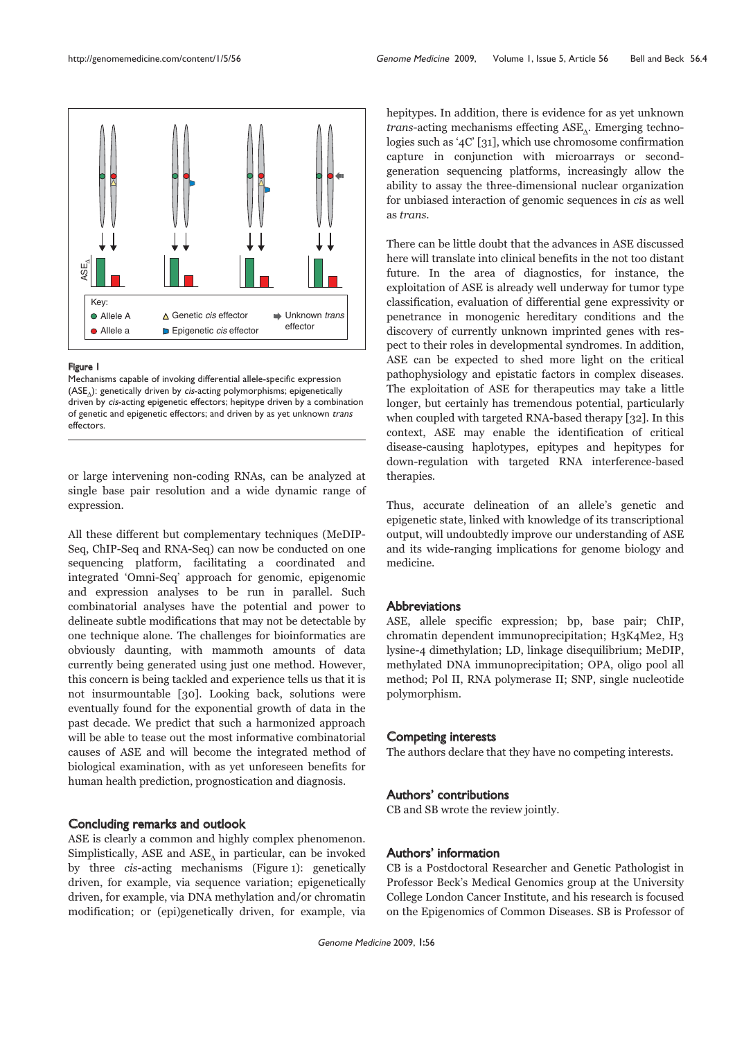Figure 1

Mechanisms capable of invoking differential allele-specific expression ($ASE_{\Delta}$): genetically driven by *cis*-acting polymorphisms; epigenetically driven by *cis*-acting epigenetic effectors; hepitype driven by a combination of genetic and epigenetic effectors; and driven by as yet unknown *trans* effectors.

or large intervening non-coding RNAs, can be analyzed at single base pair resolution and a wide dynamic range of expression.

All these different but complementary techniques (MeDIP-Seq, ChIP-Seq and RNA-Seq) can now be conducted on one sequencing platform, facilitating a coordinated and integrated 'Omni-Seq' approach for genomic, epigenomic and expression analyses to be run in parallel. Such combinatorial analyses have the potential and power to delineate subtle modifications that may not be detectable by one technique alone. The challenges for bioinformatics are obviously daunting, with mammoth amounts of data currently being generated using just one method. However, this concern is being tackled and experience tells us that it is not insurmountable [30]. Looking back, solutions were eventually found for the exponential growth of data in the past decade. We predict that such a harmonized approach will be able to tease out the most informative combinatorial causes of ASE and will become the integrated method of biological examination, with as yet unforeseen benefits for human health prediction, prognostication and diagnosis.

## Concluding remarks and outlook

ASE is clearly a common and highly complex phenomenon. Simplistically, ASE and $ASE_{\Delta}$ in particular, can be invoked by three *cis*-acting mechanisms (Figure 1): genetically driven, for example, via sequence variation; epigenetically driven, for example, via DNA methylation and/or chromatin modification; or (epi)genetically driven, for example, via hepitypes. In addition, there is evidence for as yet unknown *trans*-acting mechanisms effecting $ASE_{\Delta}$. Emerging technologies such as '4C' [31], which use chromosome confirmation capture in conjunction with microarrays or second-generation sequencing platforms, increasingly allow the ability to assay the three-dimensional nuclear organization for unbiased interaction of genomic sequences in *cis* as well as *trans*.

There can be little doubt that the advances in ASE discussed here will translate into clinical benefits in the not too distant future. In the area of diagnostics, for instance, the exploitation of ASE is already well underway for tumor type classification, evaluation of differential gene expressivity or penetrance in monogenic hereditary conditions and the discovery of currently unknown imprinted genes with respect to their roles in developmental syndromes. In addition, ASE can be expected to shed more light on the critical pathophysiology and epistatic factors in complex diseases. The exploitation of ASE for therapeutics may take a little longer, but certainly has tremendous potential, particularly when coupled with targeted RNA-based therapy [32]. In this context, ASE may enable the identification of critical disease-causing haplotypes, epitypes and hepitypes for down-regulation with targeted RNA interference-based therapies.

Thus, accurate delineation of an allele's genetic and epigenetic state, linked with knowledge of its transcriptional output, will undoubtedly improve our understanding of ASE and its wide-ranging implications for genome biology and medicine.

## Abbreviations

ASE, allele specific expression; bp, base pair; ChIP, chromatin dependent immunoprecipitation; H3K4Me2, H3 lysine-4 dimethylation; LD, linkage disequilibrium; MeDIP, methylated DNA immunoprecipitation; OPA, oligo pool all method; Pol II, RNA polymerase II; SNP, single nucleotide polymorphism.

## Competing interests

The authors declare that they have no competing interests.

## Authors' contributions

CB and SB wrote the review jointly.

## Authors' information

CB is a Postdoctoral Researcher and Genetic Pathologist in Professor Beck's Medical Genomics group at the University College London Cancer Institute, and his research is focused on the Epigenomics of Common Diseases. SB is Professor of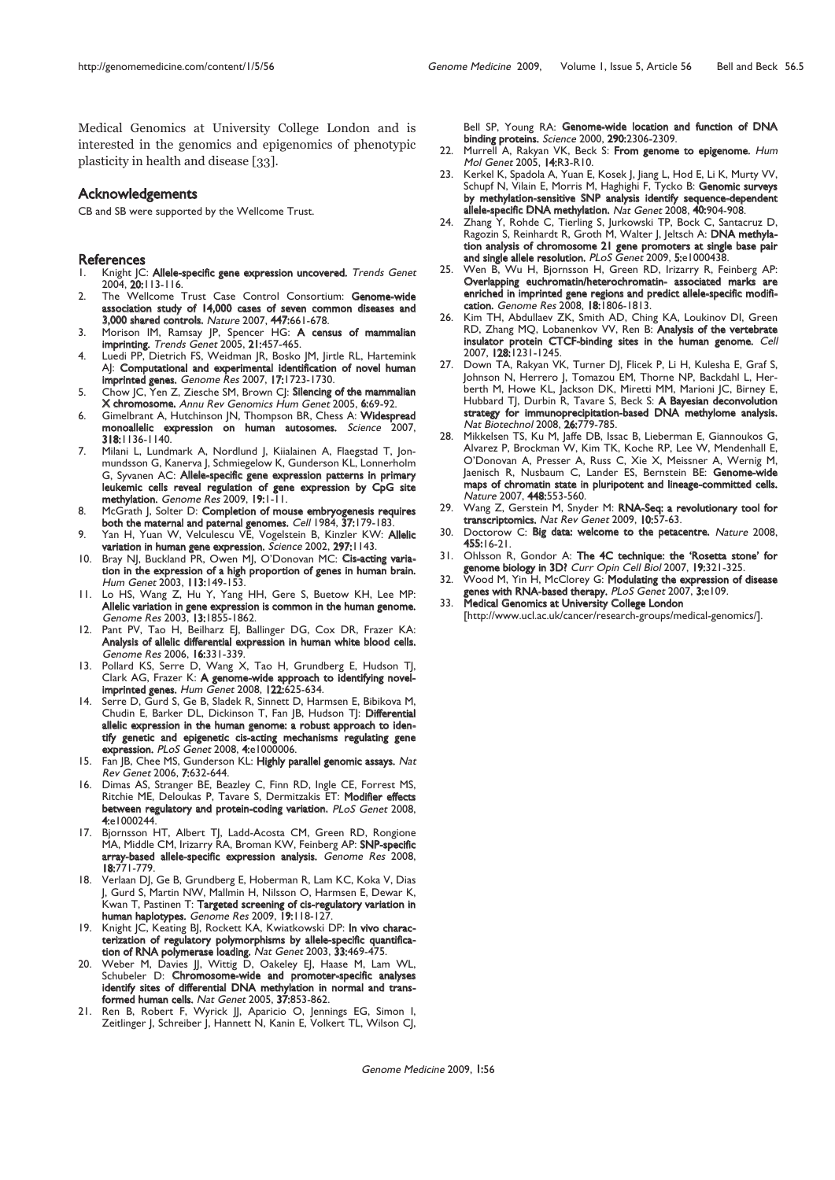Medical Genomics at University College London and is interested in the genomics and epigenomics of phenotypic plasticity in health and disease [33].

## Acknowledgements

CB and SB were supported by the Wellcome Trust.

## References

1. Knight JC: **Allele-specific gene expression uncovered.** *Trends Genet* 2004, **20:**113-116.
2. The Wellcome Trust Case Control Consortium: **Genome-wide association study of 14,000 cases of seven common diseases and 3,000 shared controls.** *Nature* 2007, **447:**661-678.
3. Morison IM, Ramsay JP, Spencer HG: **A census of mammalian imprinting.** *Trends Genet* 2005, **21:**457-465.
4. Luedi PP, Dietrich FS, Weidman JR, Bosko JM, Jirtle RL, Hartemink AJ: **Computational and experimental identification of novel human imprinted genes.** *Genome Res* 2007, **17:**1723-1730.
5. Chow JC, Yen Z, Ziesche SM, Brown CJ: **Silencing of the mammalian X chromosome.** *Annu Rev Genomics Hum Genet* 2005, **6:**69-92.
6. Gimelbrant A, Hutchinson JN, Thompson BR, Chess A: **Widespread monoallelic expression on human autosomes.** *Science* 2007, **318:**1136-1140.
7. Milani L, Lundmark A, Nordlund J, Kiialainen A, Flaegstad T, Jonmundsson G, Kanerva J, Schmiegelow K, Gunderson KL, Lonnerholm G, Syvanen AC: **Allele-specific gene expression patterns in primary leukemic cells reveal regulation of gene expression by CpG site methylation.** *Genome Res* 2009, **19:**1-11.
8. McGrath J, Solter D: **Completion of mouse embryogenesis requires both the maternal and paternal genomes.** *Cell* 1984, **37:**179-183.
9. Yan H, Yuan W, Velculescu VE, Vogelstein B, Kinzler KW: **Allelic variation in human gene expression.** *Science* 2002, **297:**1143.
10. Bray NJ, Buckland PR, Owen MJ, O'Donovan MC: **Cis-acting variation in the expression of a high proportion of genes in human brain.** *Hum Genet* 2003, **113:**149-153.
11. Lo HS, Wang Z, Hu Y, Yang HH, Gere S, Buetow KH, Lee MP: **Allelic variation in gene expression is common in the human genome.** *Genome Res* 2003, **13:**1855-1862.
12. Pant PV, Tao H, Beilharz EJ, Ballinger DG, Cox DR, Frazer KA: **Analysis of allelic differential expression in human white blood cells.** *Genome Res* 2006, **16:**331-339.
13. Pollard KS, Serre D, Wang X, Tao H, Grundberg E, Hudson TJ, Clark AG, Frazer K: **A genome-wide approach to identifying novel-imprinted genes.** *Hum Genet* 2008, **122:**625-634.
14. Serre D, Gurd S, Ge B, Sladek R, Sinnett D, Harmsen E, Bibikova M, Chudin E, Barker DL, Dickinson T, Fan JB, Hudson TJ: **Differential allelic expression in the human genome: a robust approach to identify genetic and epigenetic cis-acting mechanisms regulating gene expression.** *PLoS Genet* 2008, **4:**e1000006.
15. Fan JB, Chee MS, Gunderson KL: **Highly parallel genomic assays.** *Nat Rev Genet* 2006, **7:**632-644.
16. Dimas AS, Stranger BE, Beazley C, Finn RD, Ingle CE, Forrest MS, Ritchie ME, Deloukas P, Tavare S, Dermitzakis ET: **Modifier effects between regulatory and protein-coding variation.** *PLoS Genet* 2008, **4:**e1000244.
17. Bjornsson HT, Albert TJ, Ladd-Acosta CM, Green RD, Rongione MA, Middle CM, Irizarry RA, Broman KW, Feinberg AP: **SNP-specific array-based allele-specific expression analysis.** *Genome Res* 2008, **18:**771-779.
18. Verlaan DJ, Ge B, Grundberg E, Hoberman R, Lam KC, Koka V, Dias J, Gurd S, Martin NW, Mallmin H, Nilsson O, Harmsen E, Dewar K, Kwan T, Pastinen T: **Targeted screening of cis-regulatory variation in human haplotypes.** *Genome Res* 2009, **19:**118-127.
19. Knight JC, Keating BJ, Rockett KA, Kwiatkowski DP: **In vivo characterization of regulatory polymorphisms by allele-specific quantification of RNA polymerase loading.** *Nat Genet* 2003, **33:**469-475.
20. Weber M, Davies JJ, Wittig D, Oakeley EJ, Haase M, Lam WL, Schubeler D: **Chromosome-wide and promoter-specific analyses identify sites of differential DNA methylation in normal and transformed human cells.** *Nat Genet* 2005, **37:**853-862.
21. Ren B, Robert F, Wyrick JJ, Aparicio O, Jennings EG, Simon I, Zeitlinger J, Schreiber J, Hannett N, Kanin E, Volkert TL, Wilson CJ, Bell SP, Young RA: **Genome-wide location and function of DNA binding proteins.** *Science* 2000, **290:**2306-2309.
22. Murrell A, Rakyan VK, Beck S: **From genome to epigenome.** *Hum Mol Genet* 2005, **14:**R3-R10.
23. Kerkel K, Spadola A, Yuan E, Kosek J, Jiang L, Hod E, Li K, Murty VV, Schupf N, Vilain E, Morris M, Haghighi F, Tycko B: **Genomic surveys by methylation-sensitive SNP analysis identify sequence-dependent allele-specific DNA methylation.** *Nat Genet* 2008, **40:**904-908.
24. Zhang Y, Rohde C, Tierling S, Jurkowski TP, Bock C, Santacruz D, Ragozin S, Reinhardt R, Groth M, Walter J, Jeltsch A: **DNA methylation analysis of chromosome 21 gene promoters at single base pair and single allele resolution.** *PLoS Genet* 2009, **5:**e1000438.
25. Wen B, Wu H, Bjornsson H, Green RD, Irizarry R, Feinberg AP: **Overlapping euchromatin/heterochromatin- associated marks are enriched in imprinted gene regions and predict allele-specific modification.** *Genome Res* 2008, **18:**1806-1813.
26. Kim TH, Abdullaev ZK, Smith AD, Ching KA, Loukinov DI, Green RD, Zhang MQ, Lobanenkov VV, Ren B: **Analysis of the vertebrate insulator protein CTCF-binding sites in the human genome.** *Cell* 2007, **128:**1231-1245.
27. Down TA, Rakyan VK, Turner DJ, Flicek P, Li H, Kulesha E, Graf S, Johnson N, Herrero J, Tomazou EM, Thorne NP, Backdahl L, Herberth M, Howe KL, Jackson DK, Miretti MM, Marioni JC, Birney E, Hubbard TJ, Durbin R, Tavare S, Beck S: **A Bayesian deconvolution strategy for immunoprecipitation-based DNA methylome analysis.** *Nat Biotechnol* 2008, **26:**779-785.
28. Mikkelsen TS, Ku M, Jaffe DB, Issac B, Lieberman E, Giannoukos G, Alvarez P, Brockman W, Kim TK, Koche RP, Lee W, Mendenhall E, O'Donovan A, Presser A, Russ C, Xie X, Meissner A, Wernig M, Jaenisch R, Nusbaum C, Lander ES, Bernstein BE: **Genome-wide maps of chromatin state in pluripotent and lineage-committed cells.** *Nature* 2007, **448:**553-560.
29. Wang Z, Gerstein M, Snyder M: **RNA-Seq: a revolutionary tool for transcriptomics.** *Nat Rev Genet* 2009, **10:**57-63.
30. Doctorow C: **Big data: welcome to the petacentre.** *Nature* 2008, **455:**16-21.
31. Ohlsson R, Gondor A: **The 4C technique: the 'Rosetta stone' for genome biology in 3D?** *Curr Opin Cell Biol* 2007, **19:**321-325.
32. Wood M, Yin H, McClorey G: **Modulating the expression of disease genes with RNA-based therapy.** *PLoS Genet* 2007, **3:**e109.
33. **Medical Genomics at University College London** [http://www.ucl.ac.uk/cancer/research-groups/medical-genomics/].